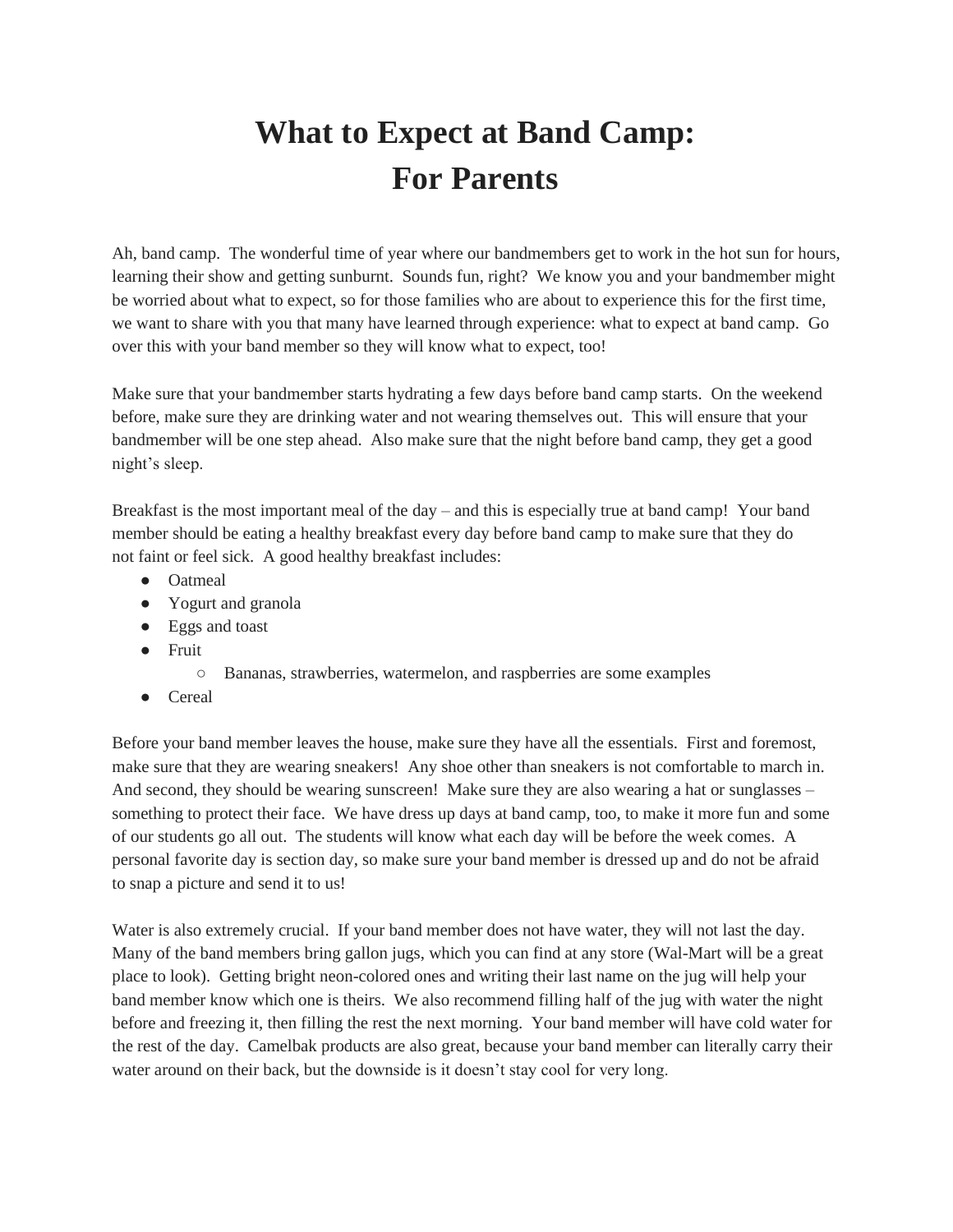# What to Expect at Band Camp: For Parents

Ah, band camp. The wonderful time of year where our bandmembers get to work in the hot sun for hours, learning their show and getting sunburnt. Sounds fun, right? We know you and your bandmember might be worried about what to expect, so for those families who are about to experience this for the first time, we want to share with you that many have learned through experience: what to expect at band camp. Go over this with your band member so they will know what to expect, too!

Make sure that your bandmember starts hydrating a few days before band camp starts. On the weekend before, make sure they are drinking water and not wearing themselves out. This will ensure that your bandmember will be one step ahead. Also make sure that the night before band camp, they get a good night's sleep.

Breakfast is the most important meal of the day – and this is especially true at band camp! Your band member should be eating a healthy breakfast every day before band camp to make sure that they do not faint or feel sick. A good healthy breakfast includes:

- Oatmeal
- Yogurt and granola
- Eggs and toast
- Fruit
  - Bananas, strawberries, watermelon, and raspberries are some examples
- Cereal

Before your band member leaves the house, make sure they have all the essentials. First and foremost, make sure that they are wearing sneakers! Any shoe other than sneakers is not comfortable to march in. And second, they should be wearing sunscreen! Make sure they are also wearing a hat or sunglasses – something to protect their face. We have dress up days at band camp, too, to make it more fun and some of our students go all out. The students will know what each day will be before the week comes. A personal favorite day is section day, so make sure your band member is dressed up and do not be afraid to snap a picture and send it to us!

Water is also extremely crucial. If your band member does not have water, they will not last the day. Many of the band members bring gallon jugs, which you can find at any store (Wal-Mart will be a great place to look). Getting bright neon-colored ones and writing their last name on the jug will help your band member know which one is theirs. We also recommend filling half of the jug with water the night before and freezing it, then filling the rest the next morning. Your band member will have cold water for the rest of the day. Camelbak products are also great, because your band member can literally carry their water around on their back, but the downside is it doesn't stay cool for very long.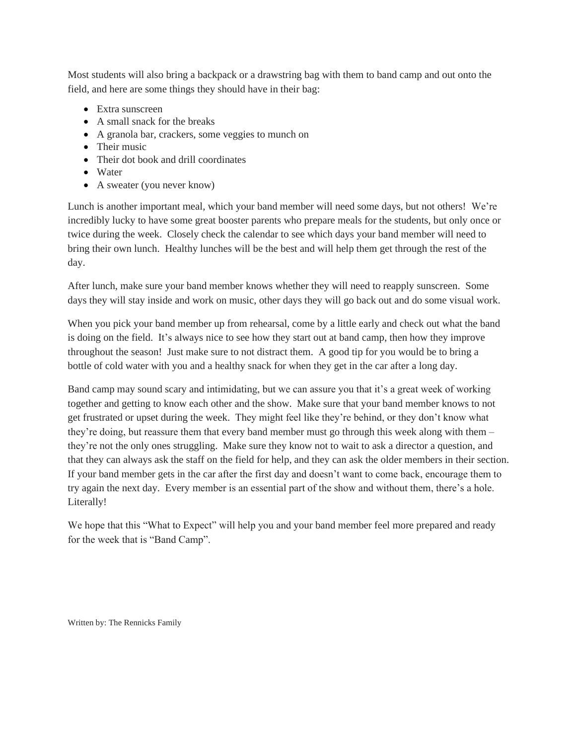Most students will also bring a backpack or a drawstring bag with them to band camp and out onto the field, and here are some things they should have in their bag:

- Extra sunscreen
- A small snack for the breaks
- A granola bar, crackers, some veggies to munch on
- Their music
- Their dot book and drill coordinates
- Water
- A sweater (you never know)

Lunch is another important meal, which your band member will need some days, but not others! We're incredibly lucky to have some great booster parents who prepare meals for the students, but only once or twice during the week. Closely check the calendar to see which days your band member will need to bring their own lunch. Healthy lunches will be the best and will help them get through the rest of the day.

After lunch, make sure your band member knows whether they will need to reapply sunscreen. Some days they will stay inside and work on music, other days they will go back out and do some visual work.

When you pick your band member up from rehearsal, come by a little early and check out what the band is doing on the field. It's always nice to see how they start out at band camp, then how they improve throughout the season! Just make sure to not distract them. A good tip for you would be to bring a bottle of cold water with you and a healthy snack for when they get in the car after a long day.

Band camp may sound scary and intimidating, but we can assure you that it's a great week of working together and getting to know each other and the show. Make sure that your band member knows to not get frustrated or upset during the week. They might feel like they're behind, or they don't know what they're doing, but reassure them that every band member must go through this week along with them – they're not the only ones struggling. Make sure they know not to wait to ask a director a question, and that they can always ask the staff on the field for help, and they can ask the older members in their section. If your band member gets in the car after the first day and doesn't want to come back, encourage them to try again the next day. Every member is an essential part of the show and without them, there's a hole. Literally!

We hope that this "What to Expect" will help you and your band member feel more prepared and ready for the week that is "Band Camp".

Written by: The Rennicks Family